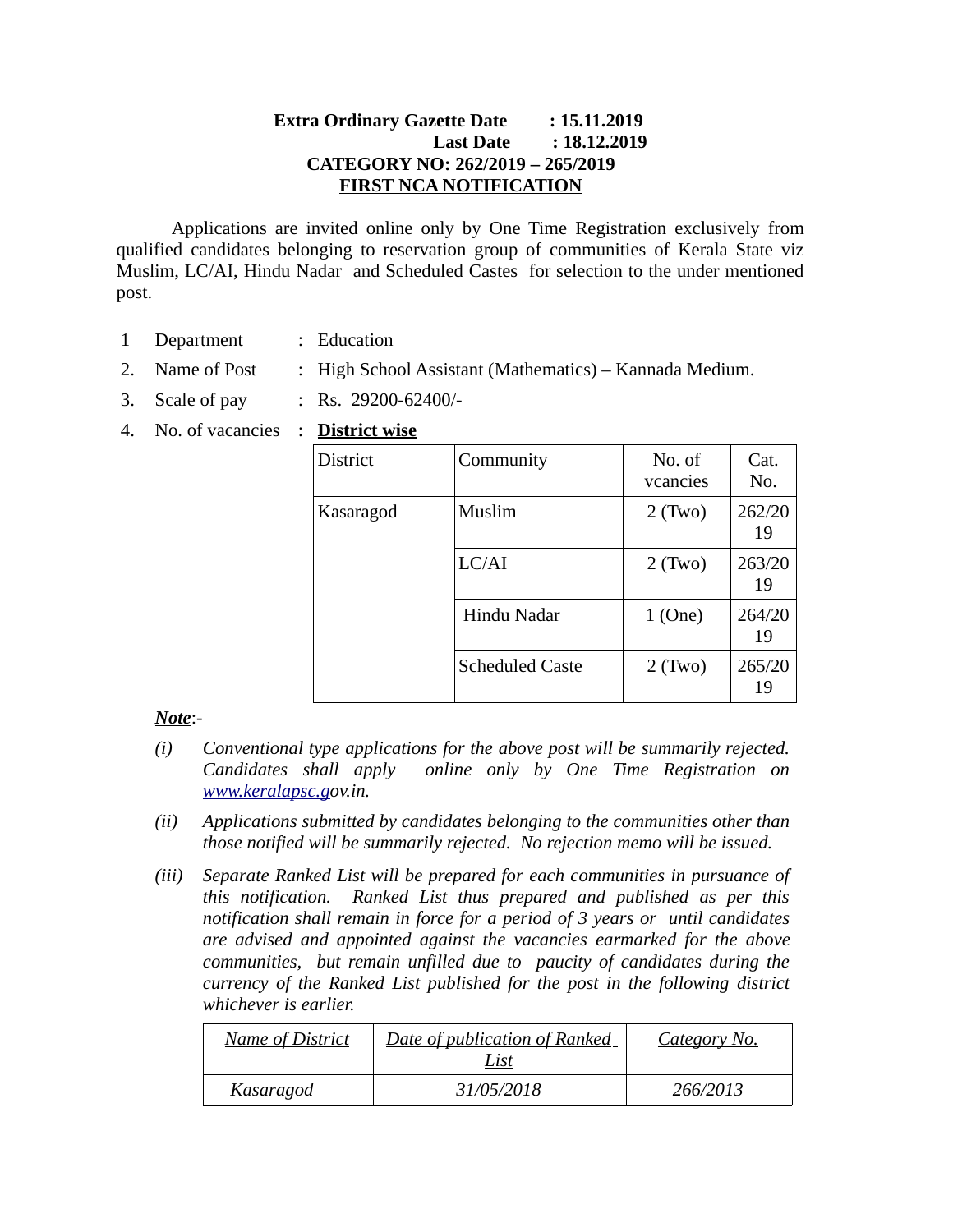**Extra Ordinary Gazette Date : 15.11.2019**
**Last Date : 18.12.2019**
**CATEGORY NO: 262/2019 – 265/2019**
**FIRST NCA NOTIFICATION**

Applications are invited online only by One Time Registration exclusively from qualified candidates belonging to reservation group of communities of Kerala State viz Muslim, LC/AI, Hindu Nadar and Scheduled Castes for selection to the under mentioned post.

1 Department : Education

2. Name of Post : High School Assistant (Mathematics) – Kannada Medium.

3. Scale of pay : Rs. 29200-62400/-

4. No. of vacancies : **District wise**

| District | Community | No. of vcancies | Cat. No. |
|---|---|---|---|
| Kasaragod | Muslim | 2 (Two) | 262/2019 |
| | LC/AI | 2 (Two) | 263/2019 |
| | Hindu Nadar | 1 (One) | 264/2019 |
| | Scheduled Caste | 2 (Two) | 265/2019 |

***Note***:-

*(i)* *Conventional type applications for the above post will be summarily rejected. Candidates shall apply online only by One Time Registration on www.keralapsc.gov.in.*

*(ii)* *Applications submitted by candidates belonging to the communities other than those notified will be summarily rejected. No rejection memo will be issued.*

*(iii)* *Separate Ranked List will be prepared for each communities in pursuance of this notification. Ranked List thus prepared and published as per this notification shall remain in force for a period of 3 years or until candidates are advised and appointed against the vacancies earmarked for the above communities, but remain unfilled due to paucity of candidates during the currency of the Ranked List published for the post in the following district whichever is earlier.*

| *Name of District* | *Date of publication of Ranked List* | *Category No.* |
|---|---|---|
| *Kasaragod* | *31/05/2018* | *266/2013* |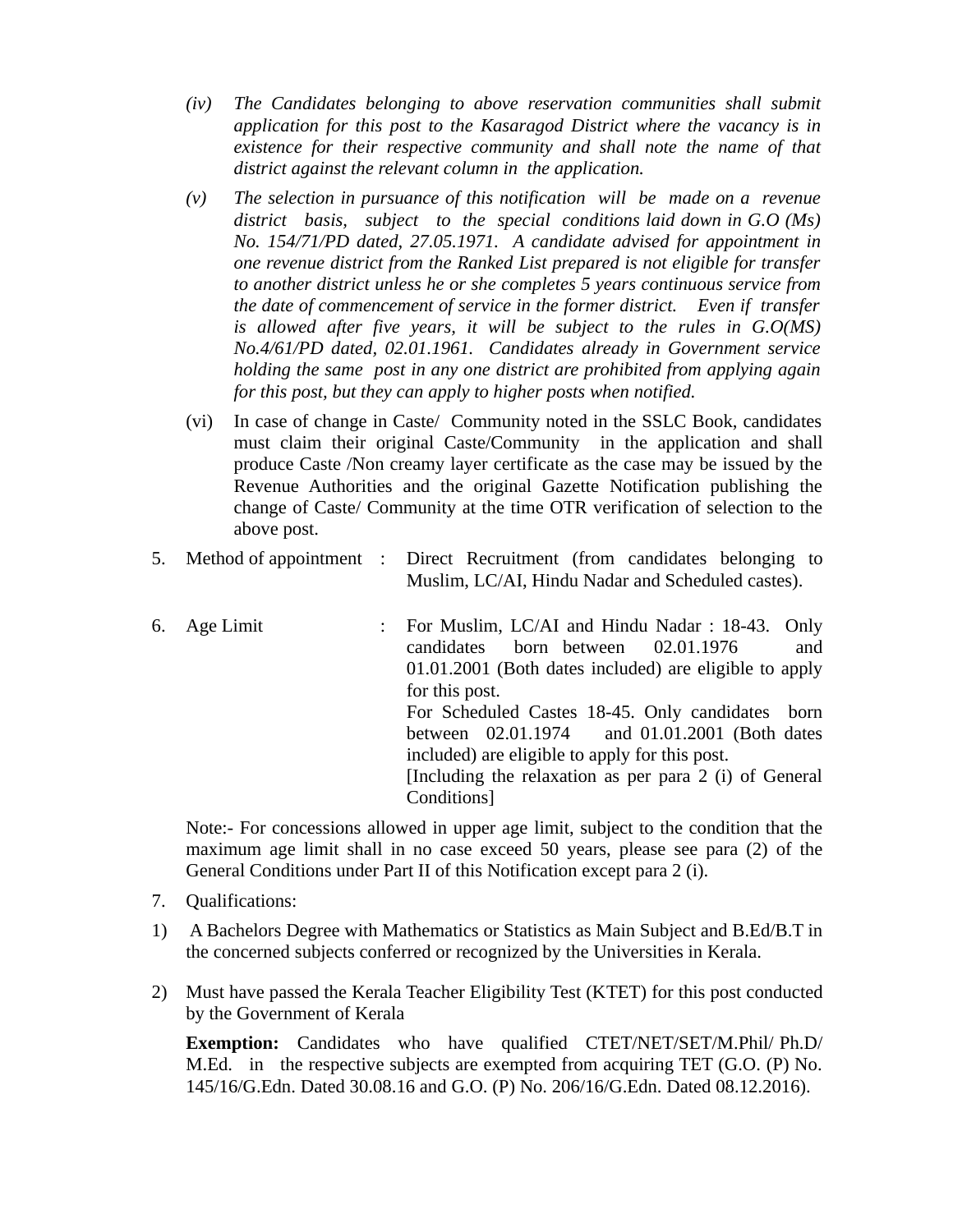(iv) *The Candidates belonging to above reservation communities shall submit application for this post to the Kasaragod District where the vacancy is in existence for their respective community and shall note the name of that district against the relevant column in the application.*

(v) *The selection in pursuance of this notification will be made on a revenue district basis, subject to the special conditions laid down in G.O (Ms) No. 154/71/PD dated, 27.05.1971. A candidate advised for appointment in one revenue district from the Ranked List prepared is not eligible for transfer to another district unless he or she completes 5 years continuous service from the date of commencement of service in the former district. Even if transfer is allowed after five years, it will be subject to the rules in G.O(MS) No.4/61/PD dated, 02.01.1961. Candidates already in Government service holding the same post in any one district are prohibited from applying again for this post, but they can apply to higher posts when notified.*

(vi) In case of change in Caste/ Community noted in the SSLC Book, candidates must claim their original Caste/Community in the application and shall produce Caste /Non creamy layer certificate as the case may be issued by the Revenue Authorities and the original Gazette Notification publishing the change of Caste/ Community at the time OTR verification of selection to the above post.

5. Method of appointment : Direct Recruitment (from candidates belonging to Muslim, LC/AI, Hindu Nadar and Scheduled castes).

6. Age Limit : For Muslim, LC/AI and Hindu Nadar : 18-43. Only candidates born between 02.01.1976 and 01.01.2001 (Both dates included) are eligible to apply for this post.
For Scheduled Castes 18-45. Only candidates born between 02.01.1974 and 01.01.2001 (Both dates included) are eligible to apply for this post.
[Including the relaxation as per para 2 (i) of General Conditions]

Note:- For concessions allowed in upper age limit, subject to the condition that the maximum age limit shall in no case exceed 50 years, please see para (2) of the General Conditions under Part II of this Notification except para 2 (i).

7. Qualifications:

1) A Bachelors Degree with Mathematics or Statistics as Main Subject and B.Ed/B.T in the concerned subjects conferred or recognized by the Universities in Kerala.

2) Must have passed the Kerala Teacher Eligibility Test (KTET) for this post conducted by the Government of Kerala

**Exemption:** Candidates who have qualified CTET/NET/SET/M.Phil/ Ph.D/ M.Ed. in the respective subjects are exempted from acquiring TET (G.O. (P) No. 145/16/G.Edn. Dated 30.08.16 and G.O. (P) No. 206/16/G.Edn. Dated 08.12.2016).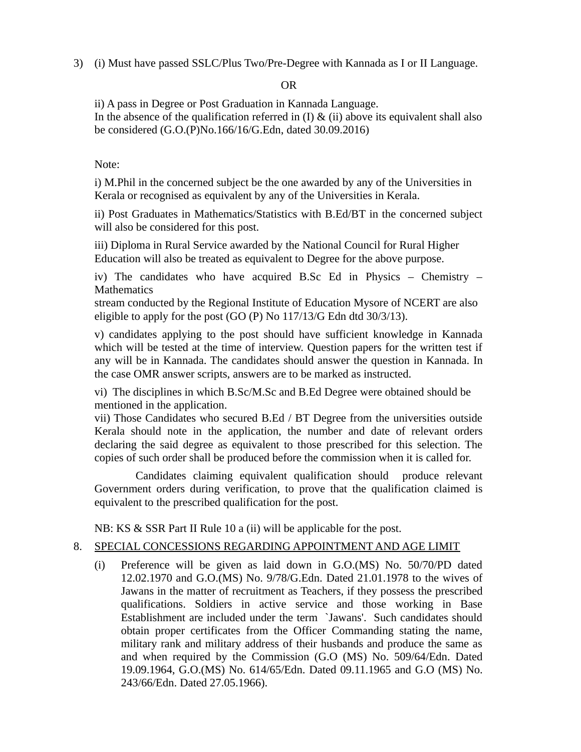3) (i) Must have passed SSLC/Plus Two/Pre-Degree with Kannada as I or II Language.

OR

ii) A pass in Degree or Post Graduation in Kannada Language.
In the absence of the qualification referred in (I) & (ii) above its equivalent shall also be considered (G.O.(P)No.166/16/G.Edn, dated 30.09.2016)

Note:

i) M.Phil in the concerned subject be the one awarded by any of the Universities in Kerala or recognised as equivalent by any of the Universities in Kerala.

ii) Post Graduates in Mathematics/Statistics with B.Ed/BT in the concerned subject will also be considered for this post.

iii) Diploma in Rural Service awarded by the National Council for Rural Higher Education will also be treated as equivalent to Degree for the above purpose.

iv) The candidates who have acquired B.Sc Ed in Physics – Chemistry – Mathematics
stream conducted by the Regional Institute of Education Mysore of NCERT are also eligible to apply for the post (GO (P) No 117/13/G Edn dtd 30/3/13).

v) candidates applying to the post should have sufficient knowledge in Kannada which will be tested at the time of interview. Question papers for the written test if any will be in Kannada. The candidates should answer the question in Kannada. In the case OMR answer scripts, answers are to be marked as instructed.

vi) The disciplines in which B.Sc/M.Sc and B.Ed Degree were obtained should be mentioned in the application.
vii) Those Candidates who secured B.Ed / BT Degree from the universities outside Kerala should note in the application, the number and date of relevant orders declaring the said degree as equivalent to those prescribed for this selection. The copies of such order shall be produced before the commission when it is called for.

Candidates claiming equivalent qualification should produce relevant Government orders during verification, to prove that the qualification claimed is equivalent to the prescribed qualification for the post.

NB: KS & SSR Part II Rule 10 a (ii) will be applicable for the post.

8. SPECIAL CONCESSIONS REGARDING APPOINTMENT AND AGE LIMIT

(i) Preference will be given as laid down in G.O.(MS) No. 50/70/PD dated 12.02.1970 and G.O.(MS) No. 9/78/G.Edn. Dated 21.01.1978 to the wives of Jawans in the matter of recruitment as Teachers, if they possess the prescribed qualifications. Soldiers in active service and those working in Base Establishment are included under the term `Jawans'. Such candidates should obtain proper certificates from the Officer Commanding stating the name, military rank and military address of their husbands and produce the same as and when required by the Commission (G.O (MS) No. 509/64/Edn. Dated 19.09.1964, G.O.(MS) No. 614/65/Edn. Dated 09.11.1965 and G.O (MS) No. 243/66/Edn. Dated 27.05.1966).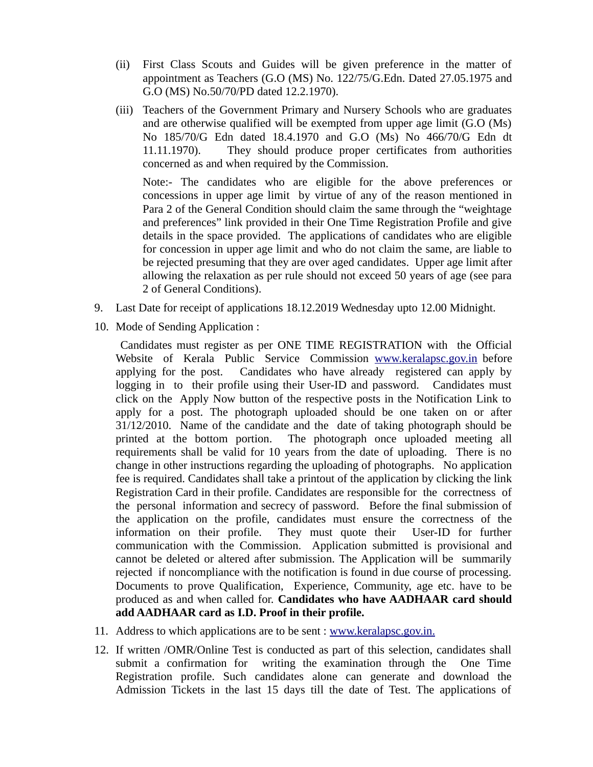(ii) First Class Scouts and Guides will be given preference in the matter of appointment as Teachers (G.O (MS) No. 122/75/G.Edn. Dated 27.05.1975 and G.O (MS) No.50/70/PD dated 12.2.1970).

(iii) Teachers of the Government Primary and Nursery Schools who are graduates and are otherwise qualified will be exempted from upper age limit (G.O (Ms) No 185/70/G Edn dated 18.4.1970 and G.O (Ms) No 466/70/G Edn dt 11.11.1970). They should produce proper certificates from authorities concerned as and when required by the Commission.

Note:- The candidates who are eligible for the above preferences or concessions in upper age limit by virtue of any of the reason mentioned in Para 2 of the General Condition should claim the same through the "weightage and preferences" link provided in their One Time Registration Profile and give details in the space provided. The applications of candidates who are eligible for concession in upper age limit and who do not claim the same, are liable to be rejected presuming that they are over aged candidates. Upper age limit after allowing the relaxation as per rule should not exceed 50 years of age (see para 2 of General Conditions).

9. Last Date for receipt of applications 18.12.2019 Wednesday upto 12.00 Midnight.

10. Mode of Sending Application :

Candidates must register as per ONE TIME REGISTRATION with the Official Website of Kerala Public Service Commission www.keralapsc.gov.in before applying for the post. Candidates who have already registered can apply by logging in to their profile using their User-ID and password. Candidates must click on the Apply Now button of the respective posts in the Notification Link to apply for a post. The photograph uploaded should be one taken on or after 31/12/2010. Name of the candidate and the date of taking photograph should be printed at the bottom portion. The photograph once uploaded meeting all requirements shall be valid for 10 years from the date of uploading. There is no change in other instructions regarding the uploading of photographs. No application fee is required. Candidates shall take a printout of the application by clicking the link Registration Card in their profile. Candidates are responsible for the correctness of the personal information and secrecy of password. Before the final submission of the application on the profile, candidates must ensure the correctness of the information on their profile. They must quote their User-ID for further communication with the Commission. Application submitted is provisional and cannot be deleted or altered after submission. The Application will be summarily rejected if noncompliance with the notification is found in due course of processing. Documents to prove Qualification, Experience, Community, age etc. have to be produced as and when called for. **Candidates who have AADHAAR card should add AADHAAR card as I.D. Proof in their profile.**

11. Address to which applications are to be sent : www.keralapsc.gov.in.

12. If written /OMR/Online Test is conducted as part of this selection, candidates shall submit a confirmation for writing the examination through the One Time Registration profile. Such candidates alone can generate and download the Admission Tickets in the last 15 days till the date of Test. The applications of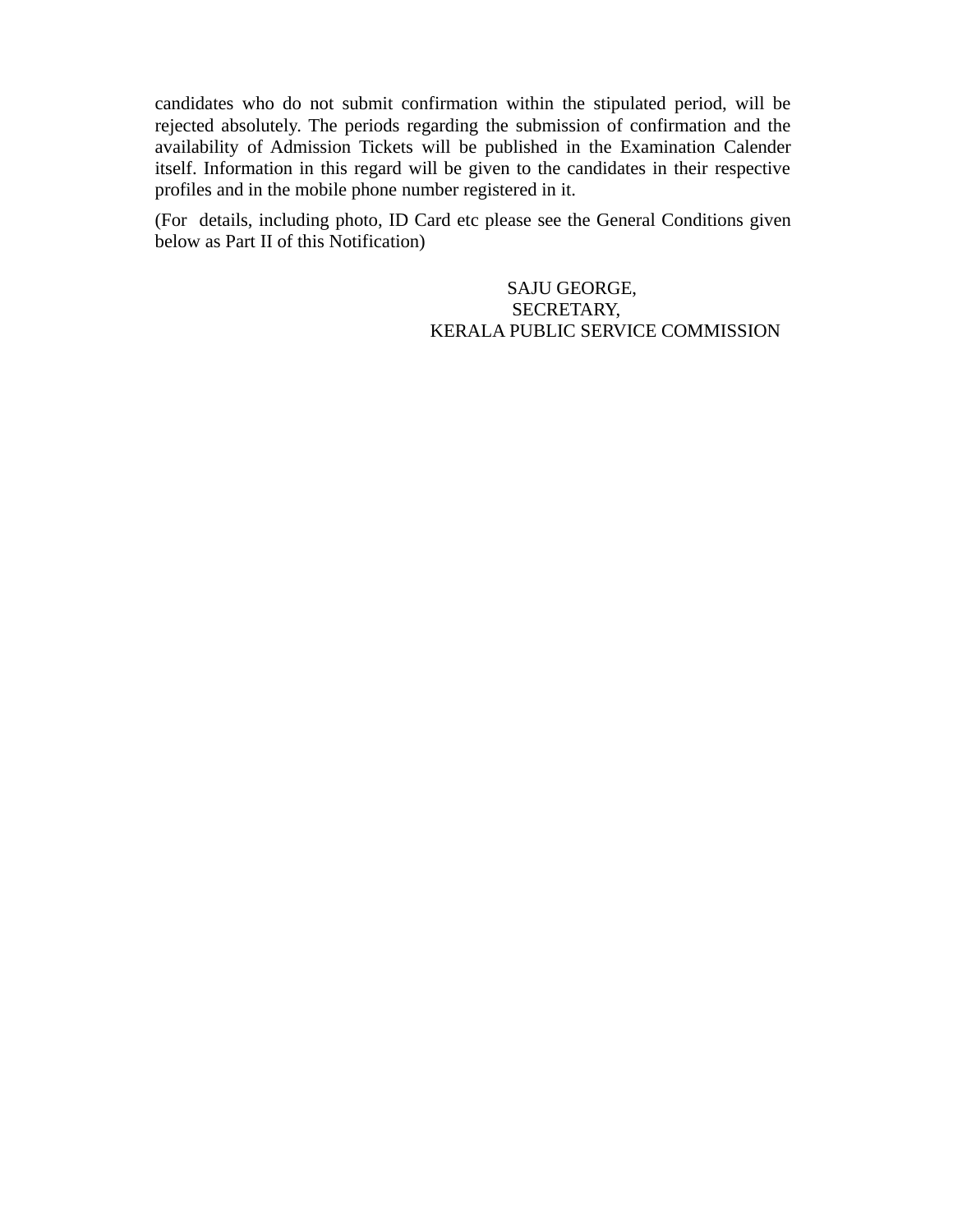candidates who do not submit confirmation within the stipulated period, will be rejected absolutely. The periods regarding the submission of confirmation and the availability of Admission Tickets will be published in the Examination Calender itself. Information in this regard will be given to the candidates in their respective profiles and in the mobile phone number registered in it.

(For details, including photo, ID Card etc please see the General Conditions given below as Part II of this Notification)

SAJU GEORGE,
SECRETARY,
KERALA PUBLIC SERVICE COMMISSION